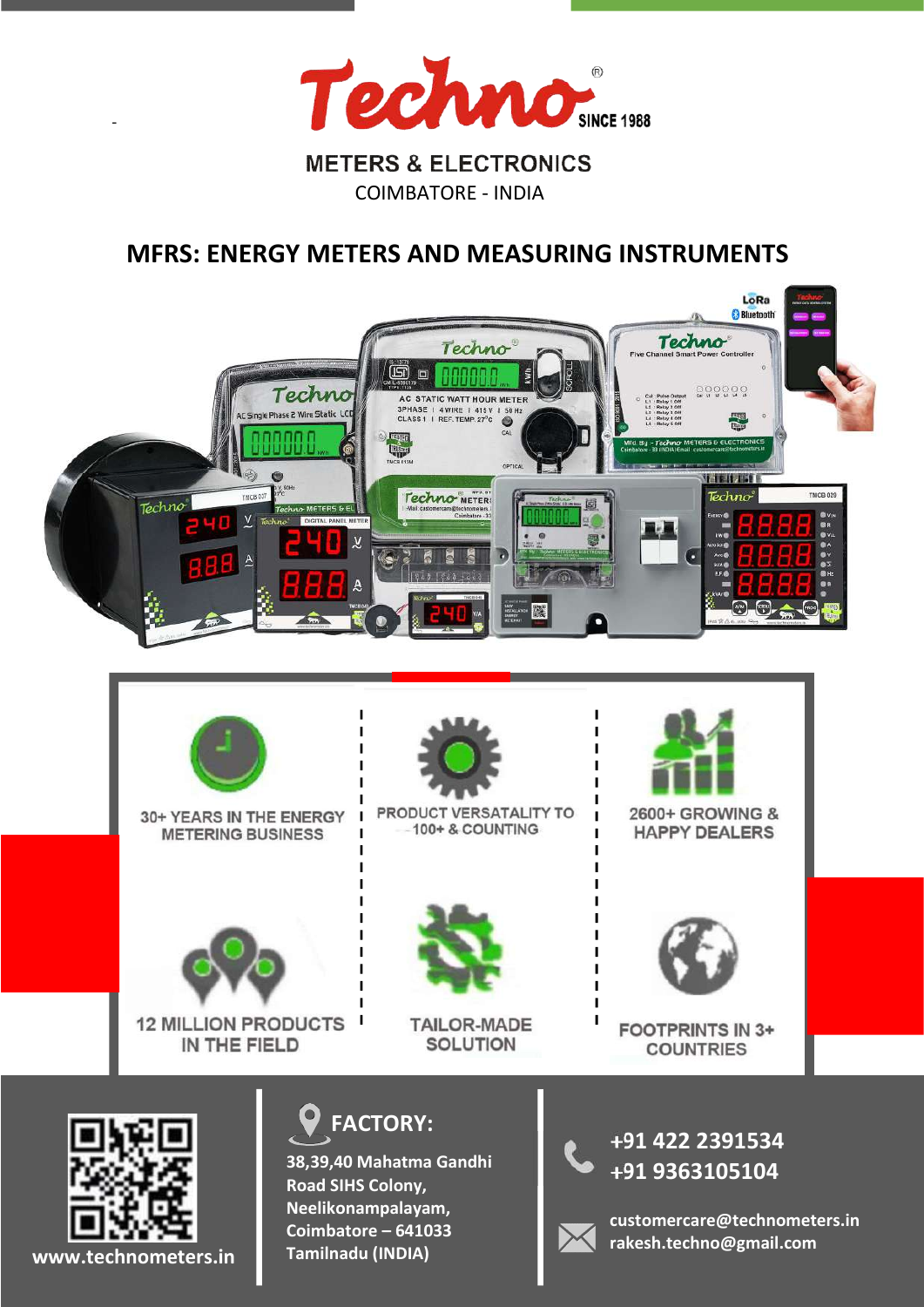# Techno®

SINCE 1988

**METERS & ELECTRONICS**

COIMBATORE - INDIA

## MFRS: ENERGY METERS AND MEASURING INSTRUMENTS

- 30+ YEARS IN THE ENERGY METERING BUSINESS
- PRODUCT VERSATALITY TO 100+ & COUNTING
- 2600+ GROWING & HAPPY DEALERS
- 12 MILLION PRODUCTS IN THE FIELD
- TAILOR-MADE SOLUTION
- FOOTPRINTS IN 3+ COUNTRIES

www.technometers.in

**FACTORY:**

38,39,40 Mahatma Gandhi Road SIHS Colony,
Neelikonampalayam,
Coimbatore – 641033
Tamilnadu (INDIA)

+91 422 2391534
+91 9363105104

customercare@technometers.in
rakesh.techno@gmail.com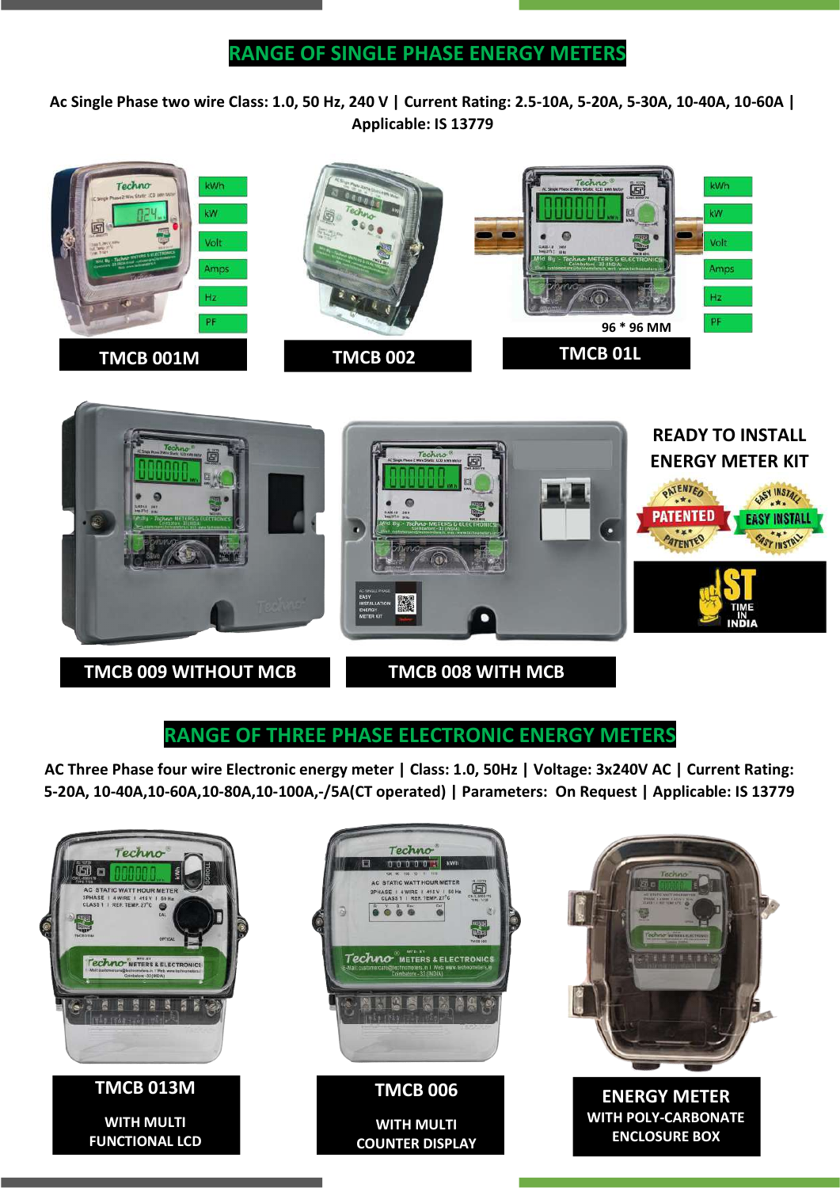## RANGE OF SINGLE PHASE ENERGY METERS

**Ac Single Phase two wire Class: 1.0, 50 Hz, 240 V | Current Rating: 2.5-10A, 5-20A, 5-30A, 10-40A, 10-60A | Applicable: IS 13779**

kWh
kW
Volt
Amps
Hz
PF

**TMCB 001M**

**TMCB 002**

96 * 96 MM

**TMCB 01L**

kWh
kW
Volt
Amps
Hz
PF

**TMCB 009 WITHOUT MCB**

**TMCB 008 WITH MCB**

**READY TO INSTALL ENERGY METER KIT**

PATENTED

EASY INSTALL

1ST TIME IN INDIA

## RANGE OF THREE PHASE ELECTRONIC ENERGY METERS

**AC Three Phase four wire Electronic energy meter | Class: 1.0, 50Hz | Voltage: 3x240V AC | Current Rating: 5-20A, 10-40A,10-60A,10-80A,10-100A,-/5A(CT operated) | Parameters: On Request | Applicable: IS 13779**

**TMCB 013M**

**WITH MULTI FUNCTIONAL LCD**

**TMCB 006**

**WITH MULTI COUNTER DISPLAY**

**ENERGY METER**

**WITH POLY-CARBONATE ENCLOSURE BOX**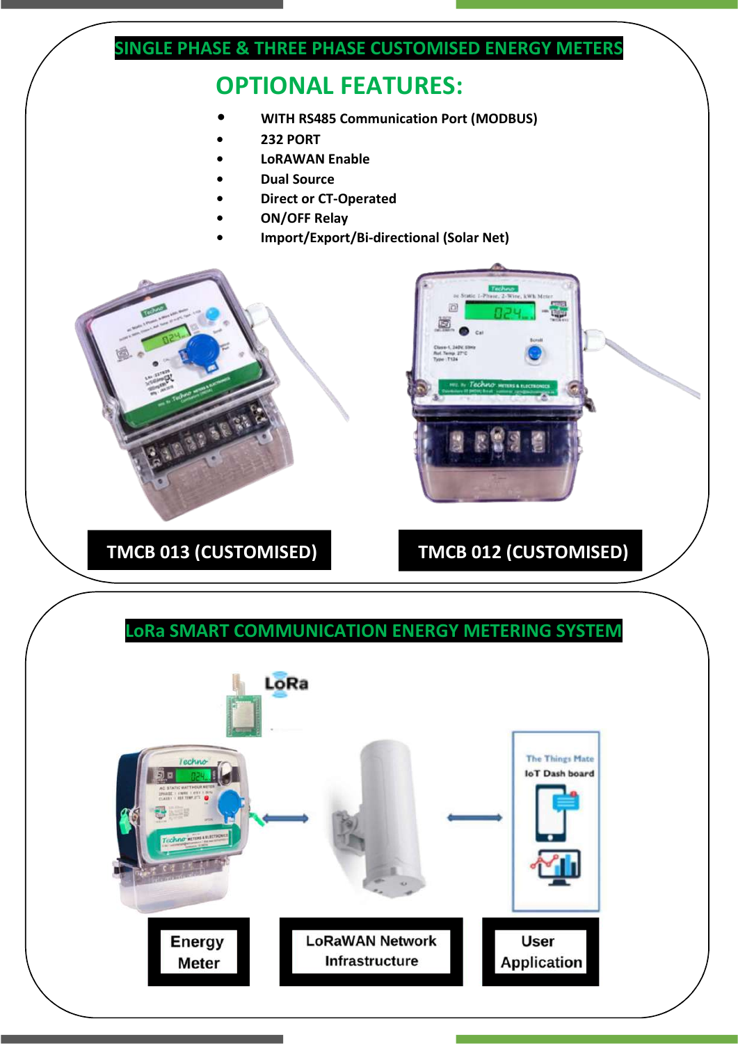## SINGLE PHASE & THREE PHASE CUSTOMISED ENERGY METERS

### OPTIONAL FEATURES:

- WITH RS485 Communication Port (MODBUS)
- 232 PORT
- LoRAWAN Enable
- Dual Source
- Direct or CT-Operated
- ON/OFF Relay
- Import/Export/Bi-directional (Solar Net)

**TMCB 013 (CUSTOMISED)**

**TMCB 012 (CUSTOMISED)**

## LoRa SMART COMMUNICATION ENERGY METERING SYSTEM

**Energy Meter**

**LoRaWAN Network Infrastructure**

**User Application**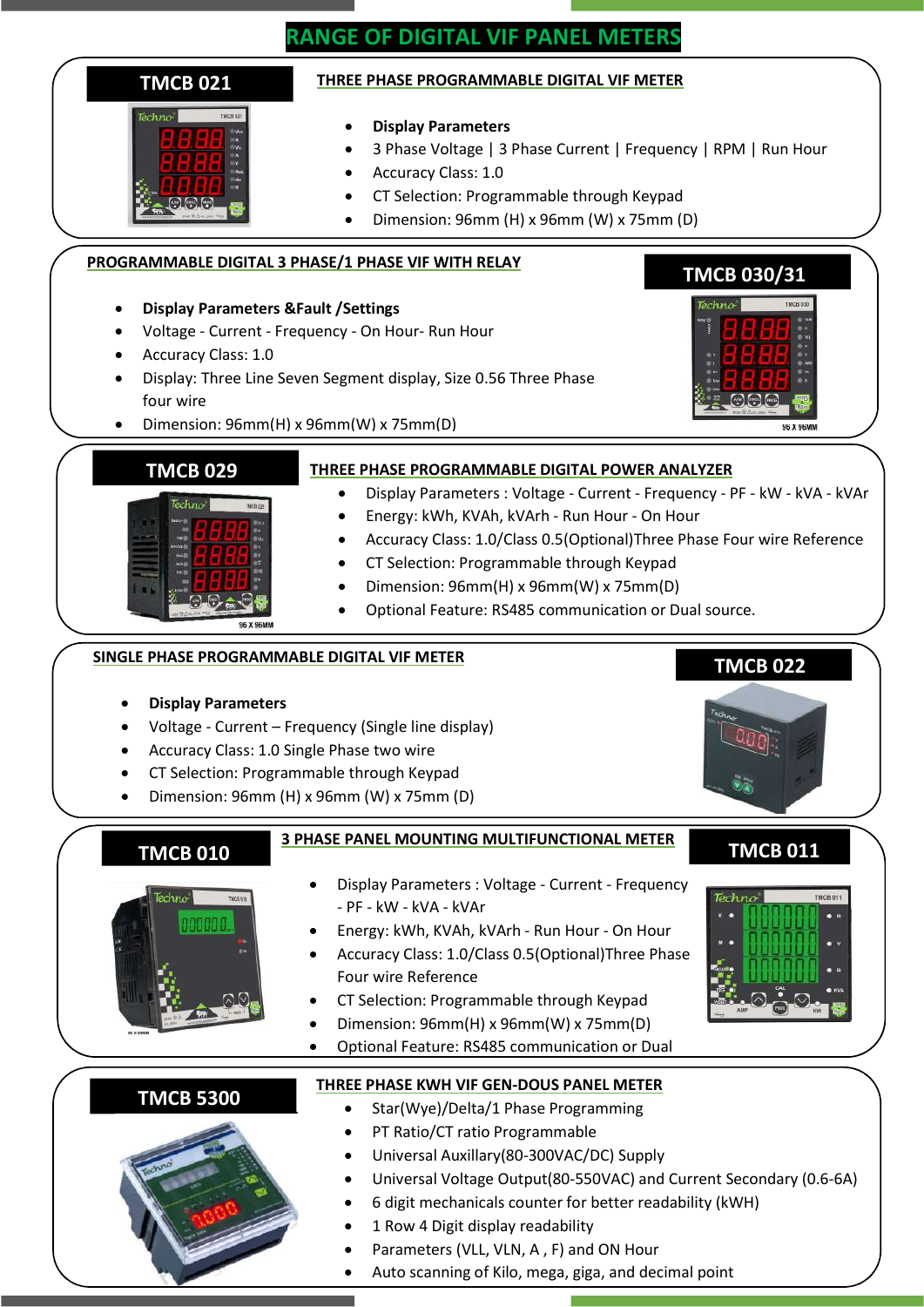# RANGE OF DIGITAL VIF PANEL METERS

## TMCB 021

### THREE PHASE PROGRAMMABLE DIGITAL VIF METER

- **Display Parameters**
- 3 Phase Voltage | 3 Phase Current | Frequency | RPM | Run Hour
- Accuracy Class: 1.0
- CT Selection: Programmable through Keypad
- Dimension: 96mm (H) x 96mm (W) x 75mm (D)

## TMCB 030/31

### PROGRAMMABLE DIGITAL 3 PHASE/1 PHASE VIF WITH RELAY

- **Display Parameters &Fault /Settings**
- Voltage - Current - Frequency - On Hour- Run Hour
- Accuracy Class: 1.0
- Display: Three Line Seven Segment display, Size 0.56 Three Phase four wire
- Dimension: 96mm(H) x 96mm(W) x 75mm(D)

## TMCB 029

### THREE PHASE PROGRAMMABLE DIGITAL POWER ANALYZER

- Display Parameters : Voltage - Current - Frequency - PF - kW - kVA - kVAr
- Energy: kWh, KVAh, kVArh - Run Hour - On Hour
- Accuracy Class: 1.0/Class 0.5(Optional)Three Phase Four wire Reference
- CT Selection: Programmable through Keypad
- Dimension: 96mm(H) x 96mm(W) x 75mm(D)
- Optional Feature: RS485 communication or Dual source.

## TMCB 022

### SINGLE PHASE PROGRAMMABLE DIGITAL VIF METER

- **Display Parameters**
- Voltage - Current – Frequency (Single line display)
- Accuracy Class: 1.0 Single Phase two wire
- CT Selection: Programmable through Keypad
- Dimension: 96mm (H) x 96mm (W) x 75mm (D)

## TMCB 010 / TMCB 011

### 3 PHASE PANEL MOUNTING MULTIFUNCTIONAL METER

- Display Parameters : Voltage - Current - Frequency - PF - kW - kVA - kVAr
- Energy: kWh, KVAh, kVArh - Run Hour - On Hour
- Accuracy Class: 1.0/Class 0.5(Optional)Three Phase Four wire Reference
- CT Selection: Programmable through Keypad
- Dimension: 96mm(H) x 96mm(W) x 75mm(D)
- Optional Feature: RS485 communication or Dual

## TMCB 5300

### THREE PHASE KWH VIF GEN-DOUS PANEL METER

- Star(Wye)/Delta/1 Phase Programming
- PT Ratio/CT ratio Programmable
- Universal Auxillary(80-300VAC/DC) Supply
- Universal Voltage Output(80-550VAC) and Current Secondary (0.6-6A)
- 6 digit mechanicals counter for better readability (kWH)
- 1 Row 4 Digit display readability
- Parameters (VLL, VLN, A , F) and ON Hour
- Auto scanning of Kilo, mega, giga, and decimal point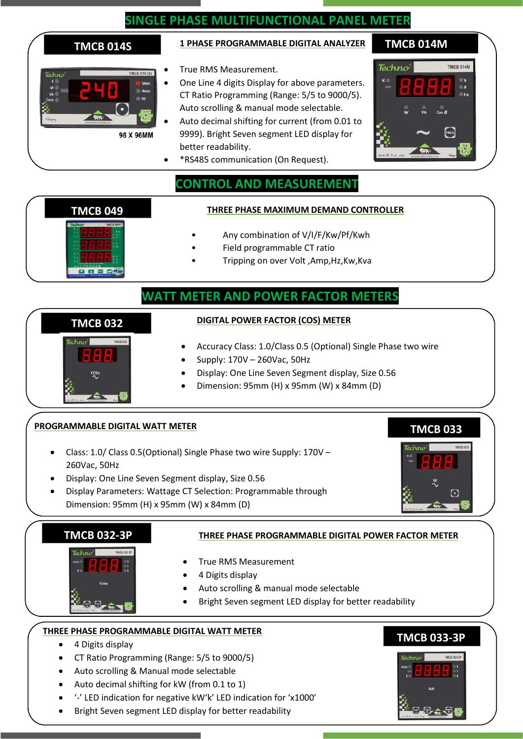# SINGLE PHASE MULTIFUNCTIONAL PANEL METER

## TMCB 014S

96 X 96MM

## TMCB 014M

### 1 PHASE PROGRAMMABLE DIGITAL ANALYZER

- True RMS Measurement.
- One Line 4 digits Display for above parameters. CT Ratio Programming (Range: 5/5 to 9000/5). Auto scrolling & manual mode selectable.
- Auto decimal shifting for current (from 0.01 to 9999). Bright Seven segment LED display for better readability.
- *RS485 communication (On Request).

# CONTROL AND MEASUREMENT

## TMCB 049

### THREE PHASE MAXIMUM DEMAND CONTROLLER

- Any combination of V/I/F/Kw/Pf/Kwh
- Field programmable CT ratio
- Tripping on over Volt ,Amp,Hz,Kw,Kva

# WATT METER AND POWER FACTOR METERS

## TMCB 032

### DIGITAL POWER FACTOR (COS) METER

- Accuracy Class: 1.0/Class 0.5 (Optional) Single Phase two wire
- Supply: 170V – 260Vac, 50Hz
- Display: One Line Seven Segment display, Size 0.56
- Dimension: 95mm (H) x 95mm (W) x 84mm (D)

## TMCB 033

### PROGRAMMABLE DIGITAL WATT METER

- Class: 1.0/ Class 0.5(Optional) Single Phase two wire Supply: 170V – 260Vac, 50Hz
- Display: One Line Seven Segment display, Size 0.56
- Display Parameters: Wattage CT Selection: Programmable through Dimension: 95mm (H) x 95mm (W) x 84mm (D)

## TMCB 032-3P

### THREE PHASE PROGRAMMABLE DIGITAL POWER FACTOR METER

- True RMS Measurement
- 4 Digits display
- Auto scrolling & manual mode selectable
- Bright Seven segment LED display for better readability

## TMCB 033-3P

### THREE PHASE PROGRAMMABLE DIGITAL WATT METER

- 4 Digits display
- CT Ratio Programming (Range: 5/5 to 9000/5)
- Auto scrolling & Manual mode selectable
- Auto decimal shifting for kW (from 0.1 to 1)
- '-' LED indication for negative kW'k' LED indication for 'x1000'
- Bright Seven segment LED display for better readability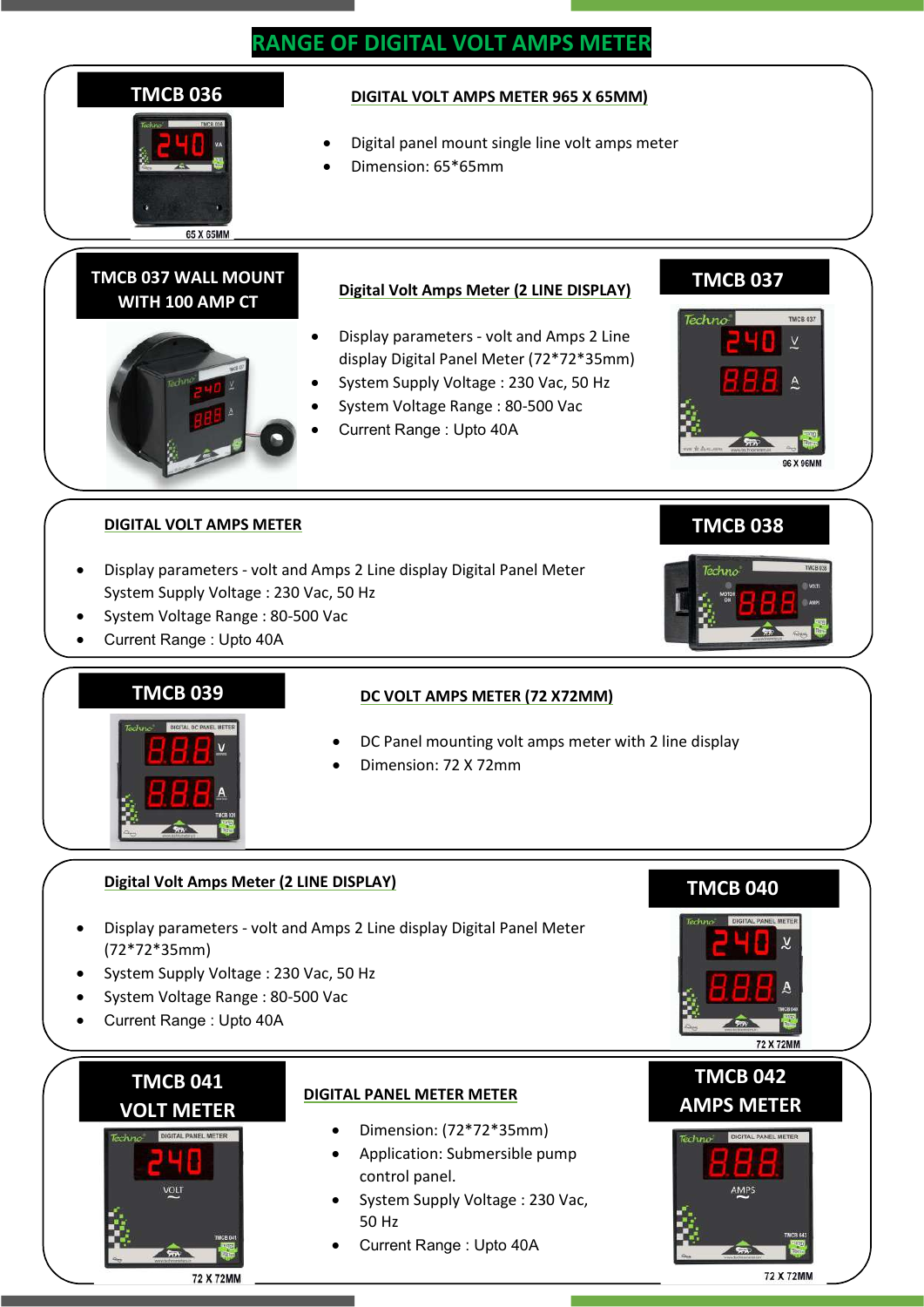# RANGE OF DIGITAL VOLT AMPS METER

## TMCB 036

### DIGITAL VOLT AMPS METER 965 X 65MM)

- Digital panel mount single line volt amps meter
- Dimension: 65*65mm

## TMCB 037 WALL MOUNT WITH 100 AMP CT

## TMCB 037

### Digital Volt Amps Meter (2 LINE DISPLAY)

- Display parameters - volt and Amps 2 Line display Digital Panel Meter (72*72*35mm)
- System Supply Voltage : 230 Vac, 50 Hz
- System Voltage Range : 80-500 Vac
- Current Range : Upto 40A

## TMCB 038

### DIGITAL VOLT AMPS METER

- Display parameters - volt and Amps 2 Line display Digital Panel Meter System Supply Voltage : 230 Vac, 50 Hz
- System Voltage Range : 80-500 Vac
- Current Range : Upto 40A

## TMCB 039

### DC VOLT AMPS METER (72 X72MM)

- DC Panel mounting volt amps meter with 2 line display
- Dimension: 72 X 72mm

## TMCB 040

### Digital Volt Amps Meter (2 LINE DISPLAY)

- Display parameters - volt and Amps 2 Line display Digital Panel Meter (72*72*35mm)
- System Supply Voltage : 230 Vac, 50 Hz
- System Voltage Range : 80-500 Vac
- Current Range : Upto 40A

## TMCB 041 VOLT METER

## TMCB 042 AMPS METER

### DIGITAL PANEL METER METER

- Dimension: (72*72*35mm)
- Application: Submersible pump control panel.
- System Supply Voltage : 230 Vac, 50 Hz
- Current Range : Upto 40A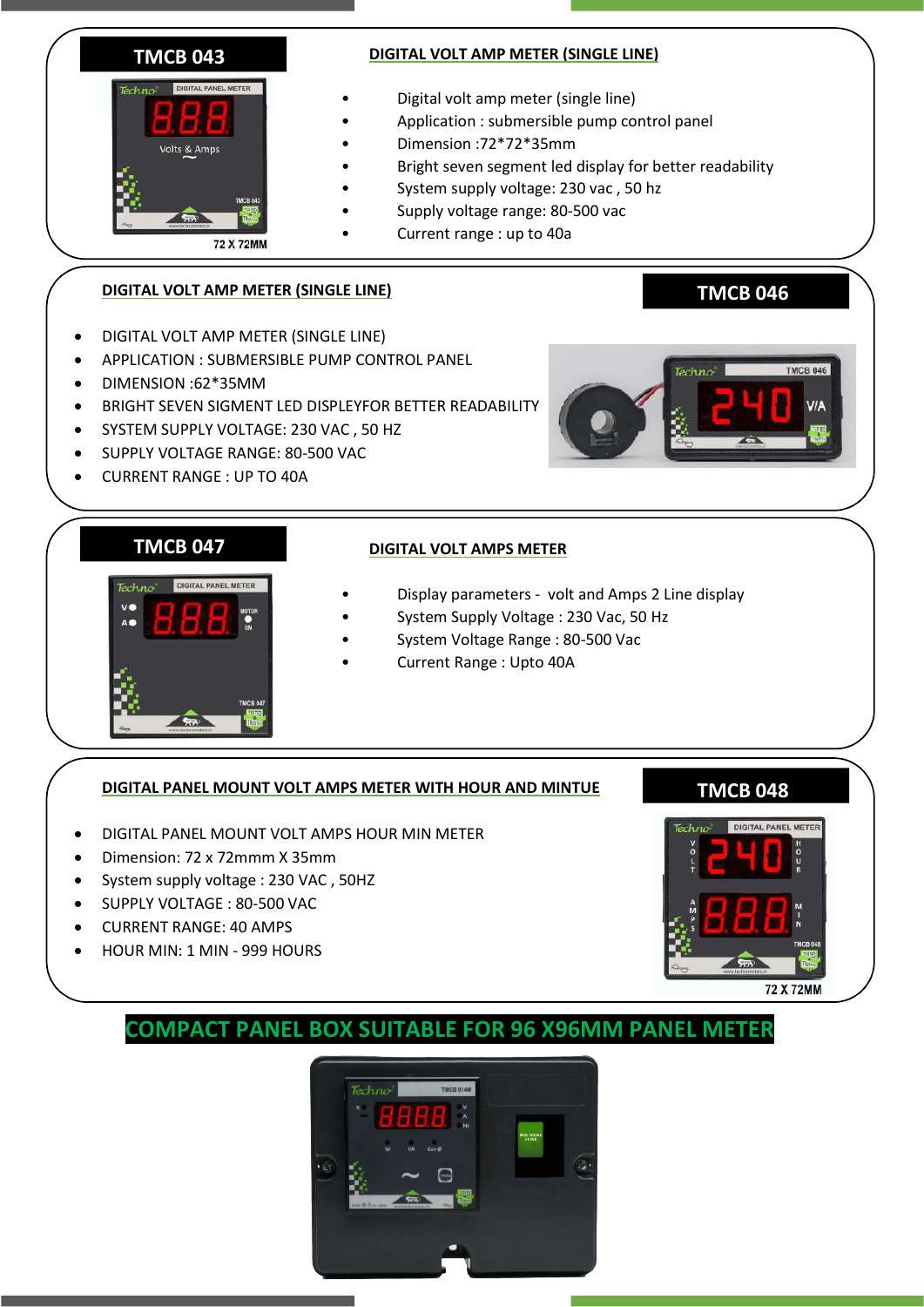## TMCB 043

### DIGITAL VOLT AMP METER (SINGLE LINE)

- Digital volt amp meter (single line)
- Application : submersible pump control panel
- Dimension :72*72*35mm
- Bright seven segment led display for better readability
- System supply voltage: 230 vac , 50 hz
- Supply voltage range: 80-500 vac
- Current range : up to 40a

## TMCB 046

### DIGITAL VOLT AMP METER (SINGLE LINE)

- DIGITAL VOLT AMP METER (SINGLE LINE)
- APPLICATION : SUBMERSIBLE PUMP CONTROL PANEL
- DIMENSION :62*35MM
- BRIGHT SEVEN SIGMENT LED DISPLEYFOR BETTER READABILITY
- SYSTEM SUPPLY VOLTAGE: 230 VAC , 50 HZ
- SUPPLY VOLTAGE RANGE: 80-500 VAC
- CURRENT RANGE : UP TO 40A

## TMCB 047

### DIGITAL VOLT AMPS METER

- Display parameters - volt and Amps 2 Line display
- System Supply Voltage : 230 Vac, 50 Hz
- System Voltage Range : 80-500 Vac
- Current Range : Upto 40A

## TMCB 048

### DIGITAL PANEL MOUNT VOLT AMPS METER WITH HOUR AND MINTUE

- DIGITAL PANEL MOUNT VOLT AMPS HOUR MIN METER
- Dimension: 72 x 72mm X 35mm
- System supply voltage : 230 VAC , 50HZ
- SUPPLY VOLTAGE : 80-500 VAC
- CURRENT RANGE: 40 AMPS
- HOUR MIN: 1 MIN - 999 HOURS

## COMPACT PANEL BOX SUITABLE FOR 96 X96MM PANEL METER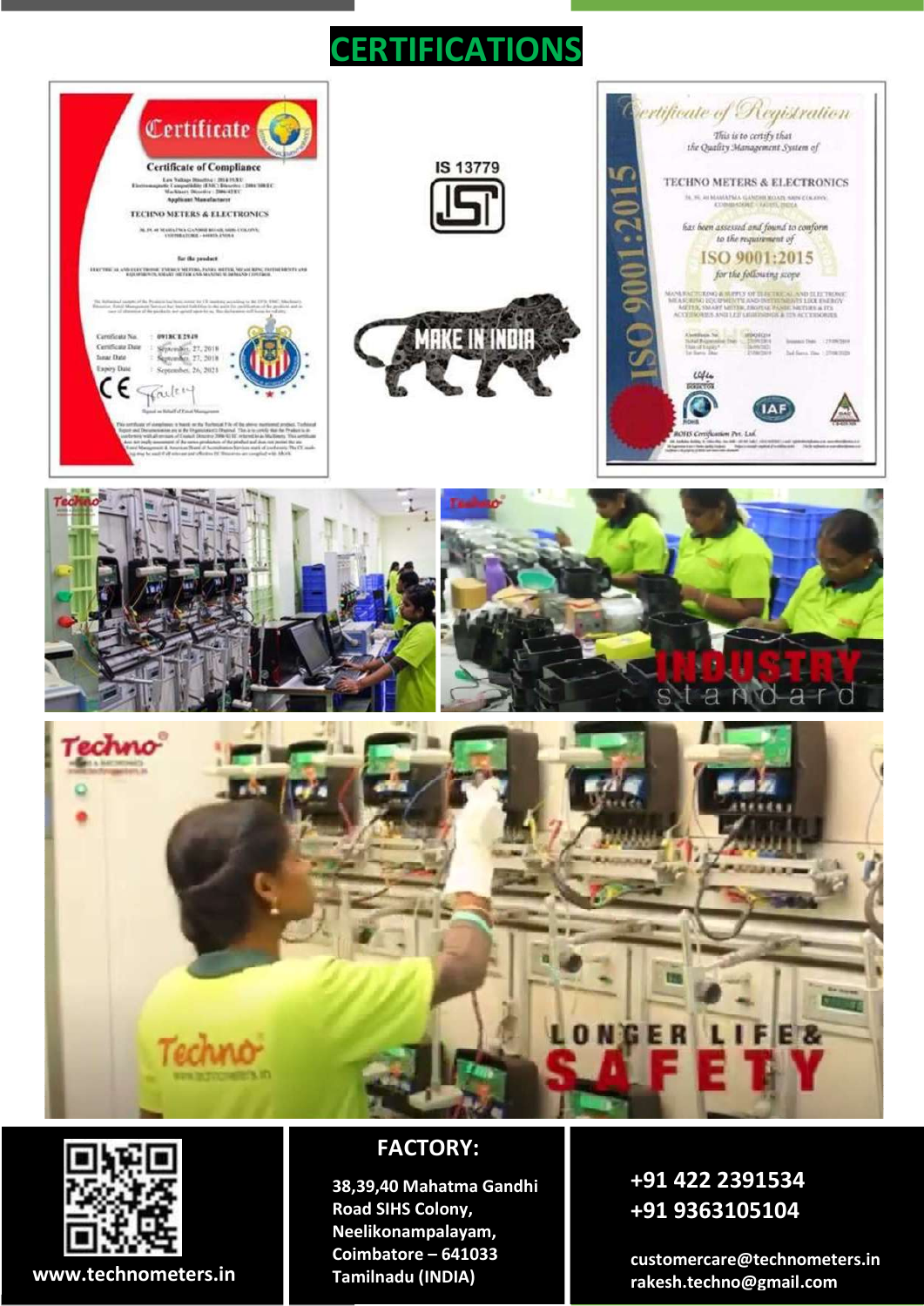# CERTIFICATIONS

IS 13779

MAKE IN INDIA

INDUSTRY standard

LONGER LIFE & SAFETY

www.technometers.in

**FACTORY:**

38,39,40 Mahatma Gandhi Road SIHS Colony,
Neelikonampalayam,
Coimbatore – 641033
Tamilnadu (INDIA)

+91 422 2391534
+91 9363105104

customercare@technometers.in
rakesh.techno@gmail.com